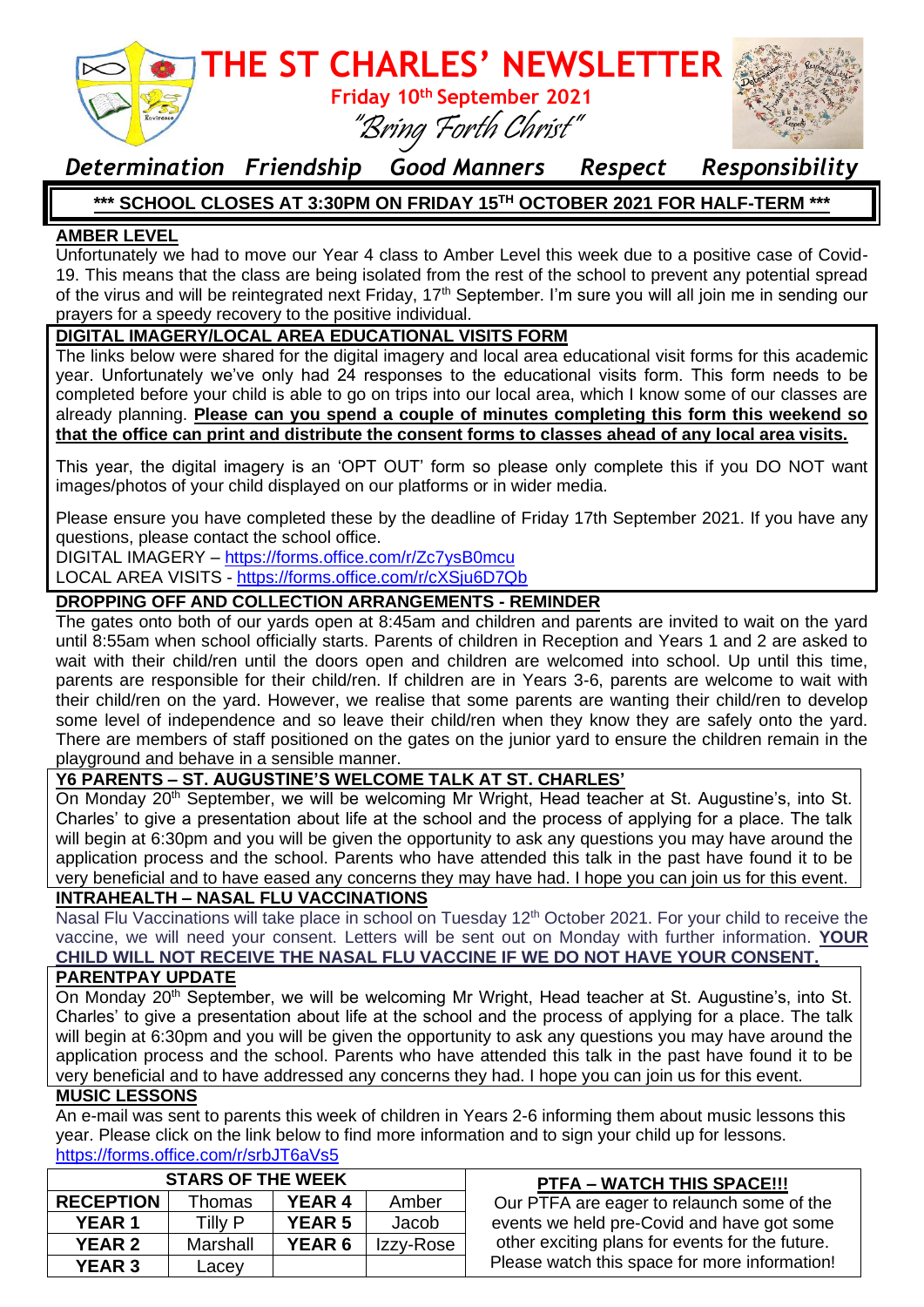# THE ST CHARLES' NEWSLETTER

**Friday 10th September 2021**

*"Bring Forth Christ"*

*Determination Friendship Good Manners Respect Responsibility*

**\*\*\* SCHOOL CLOSES AT 3:30PM ON FRIDAY 15TH OCTOBER 2021 FOR HALF-TERM \*\*\***

## AMBER LEVEL

Unfortunately we had to move our Year 4 class to Amber Level this week due to a positive case of Covid-19. This means that the class are being isolated from the rest of the school to prevent any potential spread of the virus and will be reintegrated next Friday, 17th September. I'm sure you will all join me in sending our prayers for a speedy recovery to the positive individual.

## DIGITAL IMAGERY/LOCAL AREA EDUCATIONAL VISITS FORM

The links below were shared for the digital imagery and local area educational visit forms for this academic year. Unfortunately we've only had 24 responses to the educational visits form. This form needs to be completed before your child is able to go on trips into our local area, which I know some of our classes are already planning. **Please can you spend a couple of minutes completing this form this weekend so that the office can print and distribute the consent forms to classes ahead of any local area visits.**

This year, the digital imagery is an 'OPT OUT' form so please only complete this if you DO NOT want images/photos of your child displayed on our platforms or in wider media.

Please ensure you have completed these by the deadline of Friday 17th September 2021. If you have any questions, please contact the school office.

DIGITAL IMAGERY – https://forms.office.com/r/Zc7ysB0mcu

LOCAL AREA VISITS - https://forms.office.com/r/cXSju6D7Qb

## DROPPING OFF AND COLLECTION ARRANGEMENTS - REMINDER

The gates onto both of our yards open at 8:45am and children and parents are invited to wait on the yard until 8:55am when school officially starts. Parents of children in Reception and Years 1 and 2 are asked to wait with their child/ren until the doors open and children are welcomed into school. Up until this time, parents are responsible for their child/ren. If children are in Years 3-6, parents are welcome to wait with their child/ren on the yard. However, we realise that some parents are wanting their child/ren to develop some level of independence and so leave their child/ren when they know they are safely onto the yard. There are members of staff positioned on the gates on the junior yard to ensure the children remain in the playground and behave in a sensible manner.

## Y6 PARENTS – ST. AUGUSTINE'S WELCOME TALK AT ST. CHARLES'

On Monday 20th September, we will be welcoming Mr Wright, Head teacher at St. Augustine's, into St. Charles' to give a presentation about life at the school and the process of applying for a place. The talk will begin at 6:30pm and you will be given the opportunity to ask any questions you may have around the application process and the school. Parents who have attended this talk in the past have found it to be very beneficial and to have eased any concerns they may have had. I hope you can join us for this event.

## INTRAHEALTH – NASAL FLU VACCINATIONS

Nasal Flu Vaccinations will take place in school on Tuesday 12th October 2021. For your child to receive the vaccine, we will need your consent. Letters will be sent out on Monday with further information. **YOUR CHILD WILL NOT RECEIVE THE NASAL FLU VACCINE IF WE DO NOT HAVE YOUR CONSENT.**

## PARENTPAY UPDATE

On Monday 20th September, we will be welcoming Mr Wright, Head teacher at St. Augustine's, into St. Charles' to give a presentation about life at the school and the process of applying for a place. The talk will begin at 6:30pm and you will be given the opportunity to ask any questions you may have around the application process and the school. Parents who have attended this talk in the past have found it to be very beneficial and to have addressed any concerns they had. I hope you can join us for this event.

## MUSIC LESSONS

An e-mail was sent to parents this week of children in Years 2-6 informing them about music lessons this year. Please click on the link below to find more information and to sign your child up for lessons.

https://forms.office.com/r/srbJT6aVs5

| STARS OF THE WEEK | | | |
|---|---|---|---|
| **RECEPTION** | Thomas | **YEAR 4** | Amber |
| **YEAR 1** | Tilly P | **YEAR 5** | Jacob |
| **YEAR 2** | Marshall | **YEAR 6** | Izzy-Rose |
| **YEAR 3** | Lacey | | |

## PTFA – WATCH THIS SPACE!!!

Our PTFA are eager to relaunch some of the events we held pre-Covid and have got some other exciting plans for events for the future. Please watch this space for more information!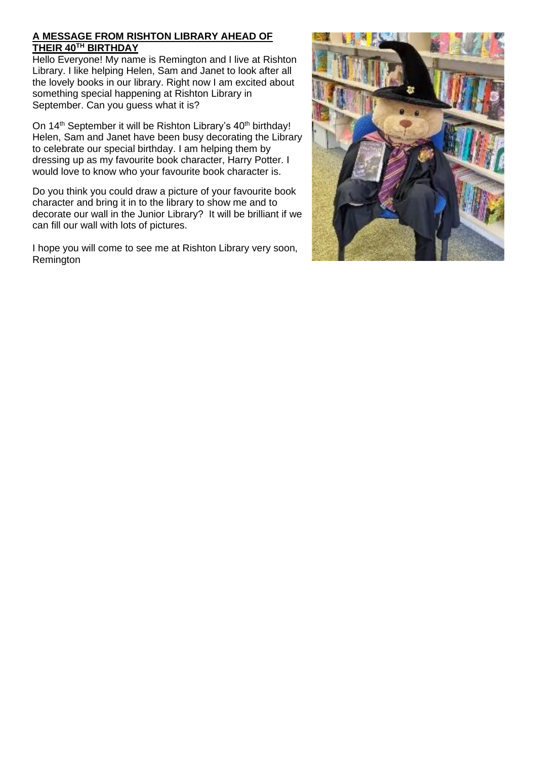## A MESSAGE FROM RISHTON LIBRARY AHEAD OF THEIR 40TH BIRTHDAY

Hello Everyone! My name is Remington and I live at Rishton Library. I like helping Helen, Sam and Janet to look after all the lovely books in our library. Right now I am excited about something special happening at Rishton Library in September. Can you guess what it is?

On 14th September it will be Rishton Library's 40th birthday! Helen, Sam and Janet have been busy decorating the Library to celebrate our special birthday. I am helping them by dressing up as my favourite book character, Harry Potter. I would love to know who your favourite book character is.

Do you think you could draw a picture of your favourite book character and bring it in to the library to show me and to decorate our wall in the Junior Library? It will be brilliant if we can fill our wall with lots of pictures.

I hope you will come to see me at Rishton Library very soon,
Remington